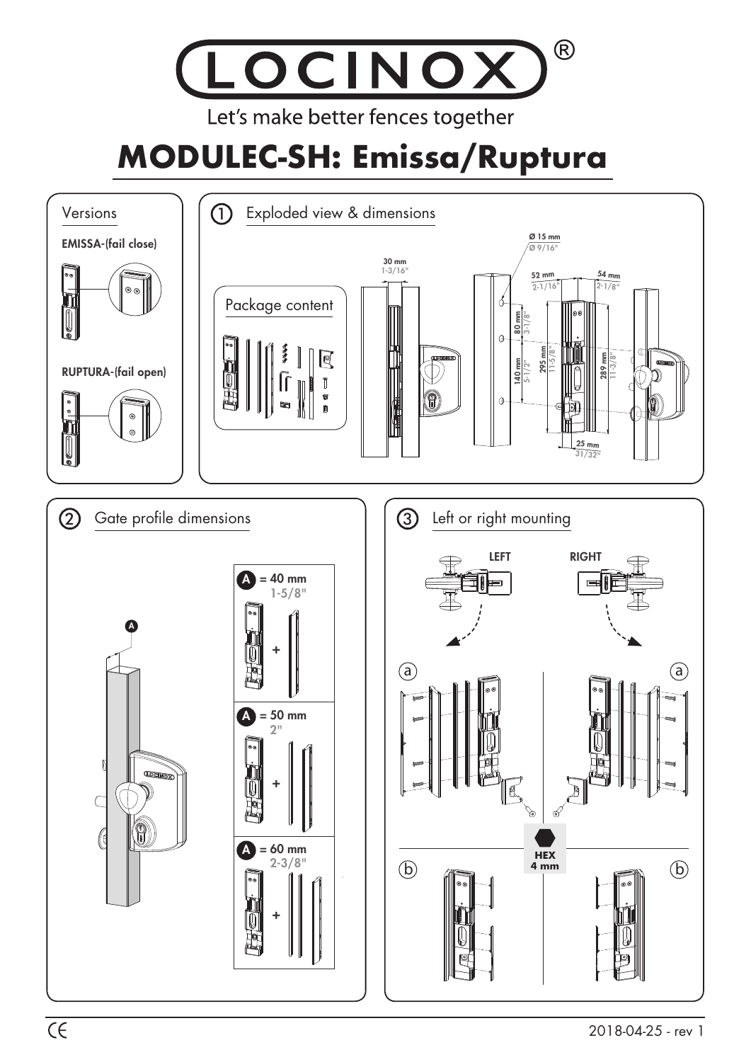LOCINOX®

Let's make better fences together

# MODULEC-SH: Emissa/Ruptura

## Versions

**EMISSA-(fail close)**

**RUPTURA-(fail open)**

## ① Exploded view & dimensions

Package content

Ø 15 mm
Ø 9/16"

30 mm
1-3/16"

52 mm
2-1/16"

54 mm
2-1/8"

80 mm
3-1/8"

140 mm
5-1/2"

295 mm
11-5/8"

289 mm
11-3/8"

25 mm
31/32"

## ② Gate profile dimensions

A = 40 mm
1-5/8"

A = 50 mm
2"

A = 60 mm
2-3/8"

## ③ Left or right mounting

LEFT

RIGHT

a

b

HEX
4 mm

CE

2018-04-25 - rev 1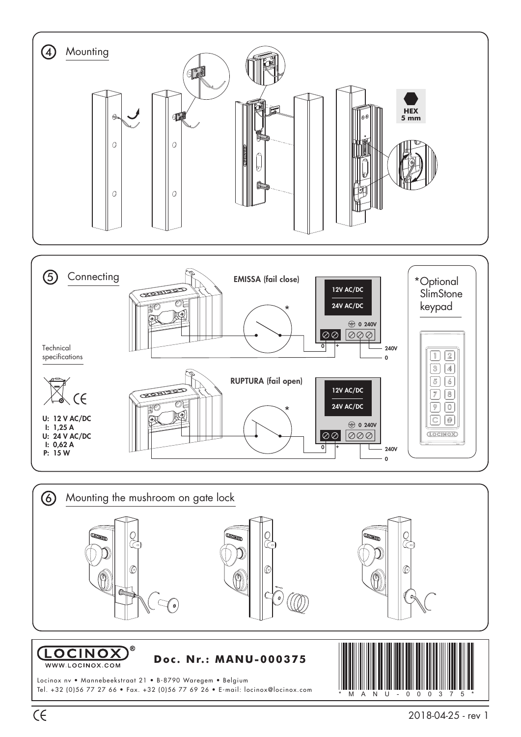## ④ Mounting

HEX
5 mm

## ⑤ Connecting

EMISSA (fail close)

12V AC/DC

24V AC/DC

0 240V

0 +

240V

0

RUPTURA (fail open)

12V AC/DC

24V AC/DC

0 240V

0 +

240V

0

*Optional SlimStone keypad

Technical specifications

**U: 12 V AC/DC**
**I: 1,25 A**
**U: 24 V AC/DC**
**I: 0,62 A**
**P: 15 W**

## ⑥ Mounting the mushroom on gate lock

LOCINOX®
WWW.LOCINOX.COM

**Doc. Nr.: MANU-000375**

Locinox nv • Mannebeekstraat 21 • B-8790 Waregem • Belgium
Tel. +32 (0)56 77 27 66 • Fax. +32 (0)56 77 69 26 • E-mail: locinox@locinox.com

\* M A N U - 0 0 0 3 7 5 \*

2018-04-25 - rev 1